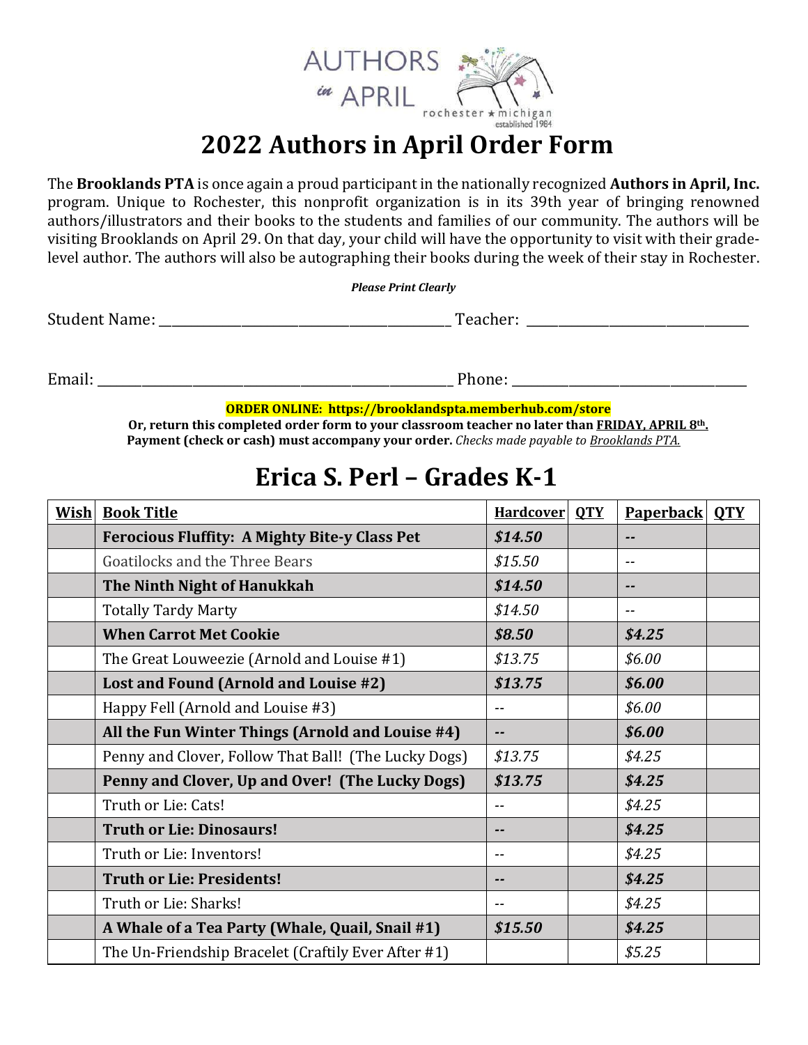AUTHORS in APRIL
rochester ★ michigan
established 1984

# 2022 Authors in April Order Form

The **Brooklands PTA** is once again a proud participant in the nationally recognized **Authors in April, Inc.** program. Unique to Rochester, this nonprofit organization is in its 39th year of bringing renowned authors/illustrators and their books to the students and families of our community. The authors will be visiting Brooklands on April 29. On that day, your child will have the opportunity to visit with their grade-level author. The authors will also be autographing their books during the week of their stay in Rochester.

***Please Print Clearly***

Student Name: ___________________________________________ Teacher: _________________________________

Email: ____________________________________________________ Phone: ___________________________________

**ORDER ONLINE: https://brooklandspta.memberhub.com/store**

**Or, return this completed order form to your classroom teacher no later than FRIDAY, APRIL 8th.**
**Payment (check or cash) must accompany your order.** *Checks made payable to Brooklands PTA.*

## Erica S. Perl – Grades K-1

| Wish | Book Title | Hardcover | QTY | Paperback | QTY |
|---|---|---|---|---|---|
| | **Ferocious Fluffity: A Mighty Bite-y Class Pet** | ***$14.50*** | | **--** | |
| | Goatilocks and the Three Bears | *$15.50* | | -- | |
| | **The Ninth Night of Hanukkah** | ***$14.50*** | | **--** | |
| | Totally Tardy Marty | *$14.50* | | -- | |
| | **When Carrot Met Cookie** | ***$8.50*** | | ***$4.25*** | |
| | The Great Louweezie (Arnold and Louise #1) | *$13.75* | | *$6.00* | |
| | **Lost and Found (Arnold and Louise #2)** | ***$13.75*** | | ***$6.00*** | |
| | Happy Fell (Arnold and Louise #3) | -- | | *$6.00* | |
| | **All the Fun Winter Things (Arnold and Louise #4)** | **--** | | ***$6.00*** | |
| | Penny and Clover, Follow That Ball! (The Lucky Dogs) | *$13.75* | | *$4.25* | |
| | **Penny and Clover, Up and Over! (The Lucky Dogs)** | ***$13.75*** | | ***$4.25*** | |
| | Truth or Lie: Cats! | -- | | *$4.25* | |
| | **Truth or Lie: Dinosaurs!** | **--** | | ***$4.25*** | |
| | Truth or Lie: Inventors! | -- | | *$4.25* | |
| | **Truth or Lie: Presidents!** | **--** | | ***$4.25*** | |
| | Truth or Lie: Sharks! | -- | | *$4.25* | |
| | **A Whale of a Tea Party (Whale, Quail, Snail #1)** | ***$15.50*** | | ***$4.25*** | |
| | The Un-Friendship Bracelet (Craftily Ever After #1) | | | *$5.25* | |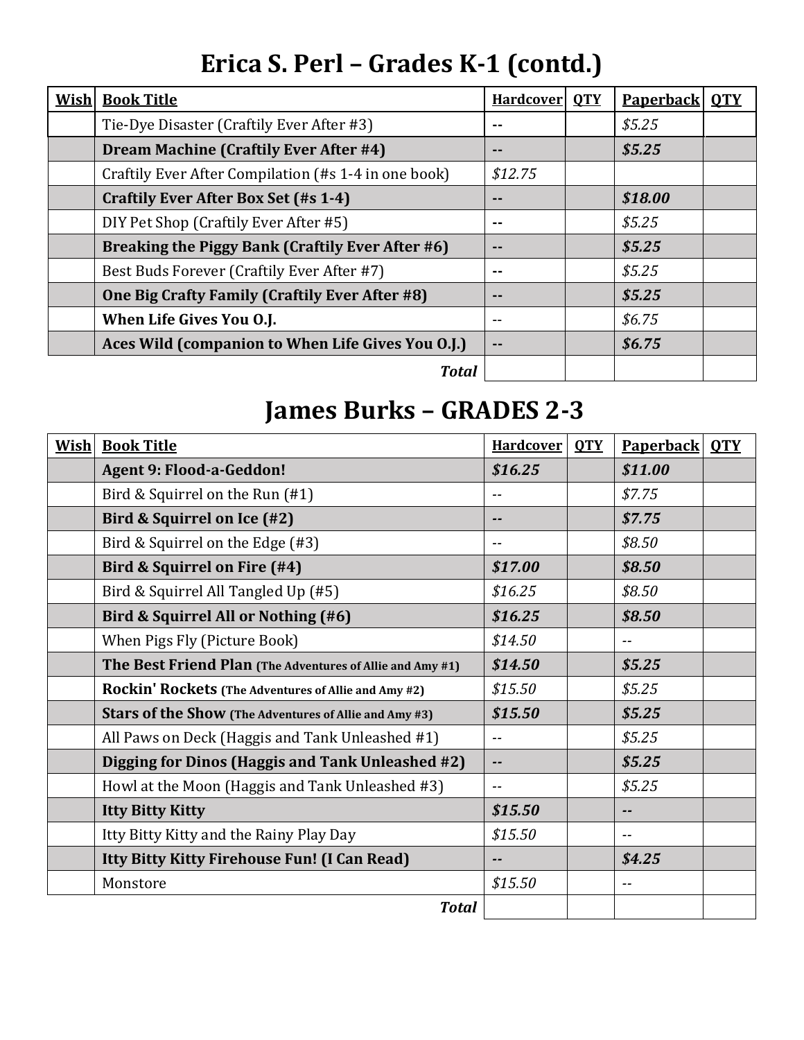# Erica S. Perl – Grades K-1 (contd.)

| Wish | Book Title | Hardcover | QTY | Paperback | QTY |
|---|---|---|---|---|---|
| | Tie-Dye Disaster (Craftily Ever After #3) | -- | | *$5.25* | |
| | **Dream Machine (Craftily Ever After #4)** | **--** | | ***$5.25*** | |
| | Craftily Ever After Compilation (#s 1-4 in one book) | *$12.75* | | | |
| | **Craftily Ever After Box Set (#s 1-4)** | **--** | | ***$18.00*** | |
| | DIY Pet Shop (Craftily Ever After #5) | -- | | *$5.25* | |
| | **Breaking the Piggy Bank (Craftily Ever After #6)** | **--** | | ***$5.25*** | |
| | Best Buds Forever (Craftily Ever After #7) | -- | | *$5.25* | |
| | **One Big Crafty Family (Craftily Ever After #8)** | **--** | | ***$5.25*** | |
| | **When Life Gives You O.J.** | -- | | *$6.75* | |
| | **Aces Wild (companion to When Life Gives You O.J.)** | **--** | | ***$6.75*** | |
| | ***Total*** | | | | |

# James Burks – GRADES 2-3

| Wish | Book Title | Hardcover | QTY | Paperback | QTY |
|---|---|---|---|---|---|
| | **Agent 9: Flood-a-Geddon!** | ***$16.25*** | | ***$11.00*** | |
| | Bird & Squirrel on the Run (#1) | -- | | *$7.75* | |
| | **Bird & Squirrel on Ice (#2)** | **--** | | ***$7.75*** | |
| | Bird & Squirrel on the Edge (#3) | -- | | *$8.50* | |
| | **Bird & Squirrel on Fire (#4)** | ***$17.00*** | | ***$8.50*** | |
| | Bird & Squirrel All Tangled Up (#5) | *$16.25* | | *$8.50* | |
| | **Bird & Squirrel All or Nothing (#6)** | ***$16.25*** | | ***$8.50*** | |
| | When Pigs Fly (Picture Book) | *$14.50* | | -- | |
| | **The Best Friend Plan (The Adventures of Allie and Amy #1)** | ***$14.50*** | | ***$5.25*** | |
| | **Rockin' Rockets (The Adventures of Allie and Amy #2)** | *$15.50* | | *$5.25* | |
| | **Stars of the Show (The Adventures of Allie and Amy #3)** | ***$15.50*** | | ***$5.25*** | |
| | All Paws on Deck (Haggis and Tank Unleashed #1) | -- | | *$5.25* | |
| | **Digging for Dinos (Haggis and Tank Unleashed #2)** | **--** | | ***$5.25*** | |
| | Howl at the Moon (Haggis and Tank Unleashed #3) | -- | | *$5.25* | |
| | **Itty Bitty Kitty** | ***$15.50*** | | **--** | |
| | Itty Bitty Kitty and the Rainy Play Day | *$15.50* | | -- | |
| | **Itty Bitty Kitty Firehouse Fun! (I Can Read)** | **--** | | ***$4.25*** | |
| | Monstore | *$15.50* | | -- | |
| | ***Total*** | | | | |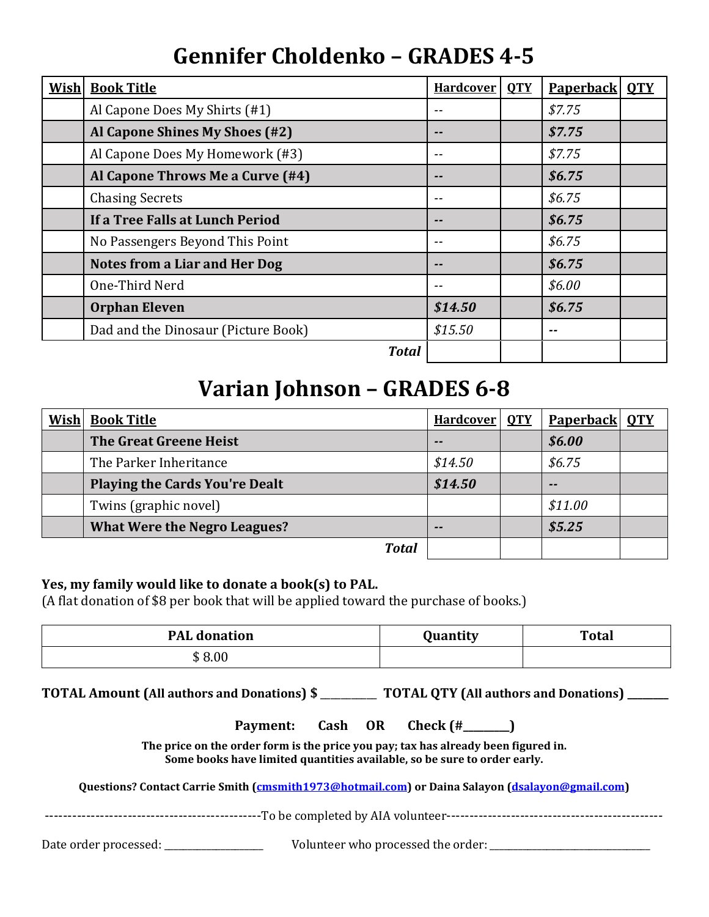# Gennifer Choldenko – GRADES 4-5

| Wish | Book Title | Hardcover | QTY | Paperback | QTY |
|---|---|---|---|---|---|
| | Al Capone Does My Shirts (#1) | -- | | *$7.75* | |
| | **Al Capone Shines My Shoes (#2)** | **--** | | ***$7.75*** | |
| | Al Capone Does My Homework (#3) | -- | | *$7.75* | |
| | **Al Capone Throws Me a Curve (#4)** | **--** | | ***$6.75*** | |
| | Chasing Secrets | -- | | *$6.75* | |
| | **If a Tree Falls at Lunch Period** | **--** | | ***$6.75*** | |
| | No Passengers Beyond This Point | -- | | *$6.75* | |
| | **Notes from a Liar and Her Dog** | **--** | | ***$6.75*** | |
| | One-Third Nerd | -- | | *$6.00* | |
| | **Orphan Eleven** | ***$14.50*** | | ***$6.75*** | |
| | Dad and the Dinosaur (Picture Book) | *$15.50* | | **--** | |
| | ***Total*** | | | | |

# Varian Johnson – GRADES 6-8

| Wish | Book Title | Hardcover | QTY | Paperback | QTY |
|---|---|---|---|---|---|
| | **The Great Greene Heist** | **--** | | ***$6.00*** | |
| | The Parker Inheritance | *$14.50* | | *$6.75* | |
| | **Playing the Cards You're Dealt** | ***$14.50*** | | **--** | |
| | Twins (graphic novel) | | | *$11.00* | |
| | **What Were the Negro Leagues?** | **--** | | ***$5.25*** | |
| | ***Total*** | | | | |

**Yes, my family would like to donate a book(s) to PAL.**
(A flat donation of $8 per book that will be applied toward the purchase of books.)

| PAL donation | Quantity | Total |
|---|---|---|
| $ 8.00 | | |

**TOTAL Amount (All authors and Donations) $ __________ TOTAL QTY (All authors and Donations) _______**

**Payment: Cash OR Check (#________)**

**The price on the order form is the price you pay; tax has already been figured in.**
**Some books have limited quantities available, so be sure to order early.**

**Questions? Contact Carrie Smith (cmsmith1973@hotmail.com) or Daina Salayon (dsalayon@gmail.com)**

----------------------------------------------To be completed by AIA volunteer----------------------------------------------

Date order processed: ___________________ Volunteer who processed the order: _______________________________